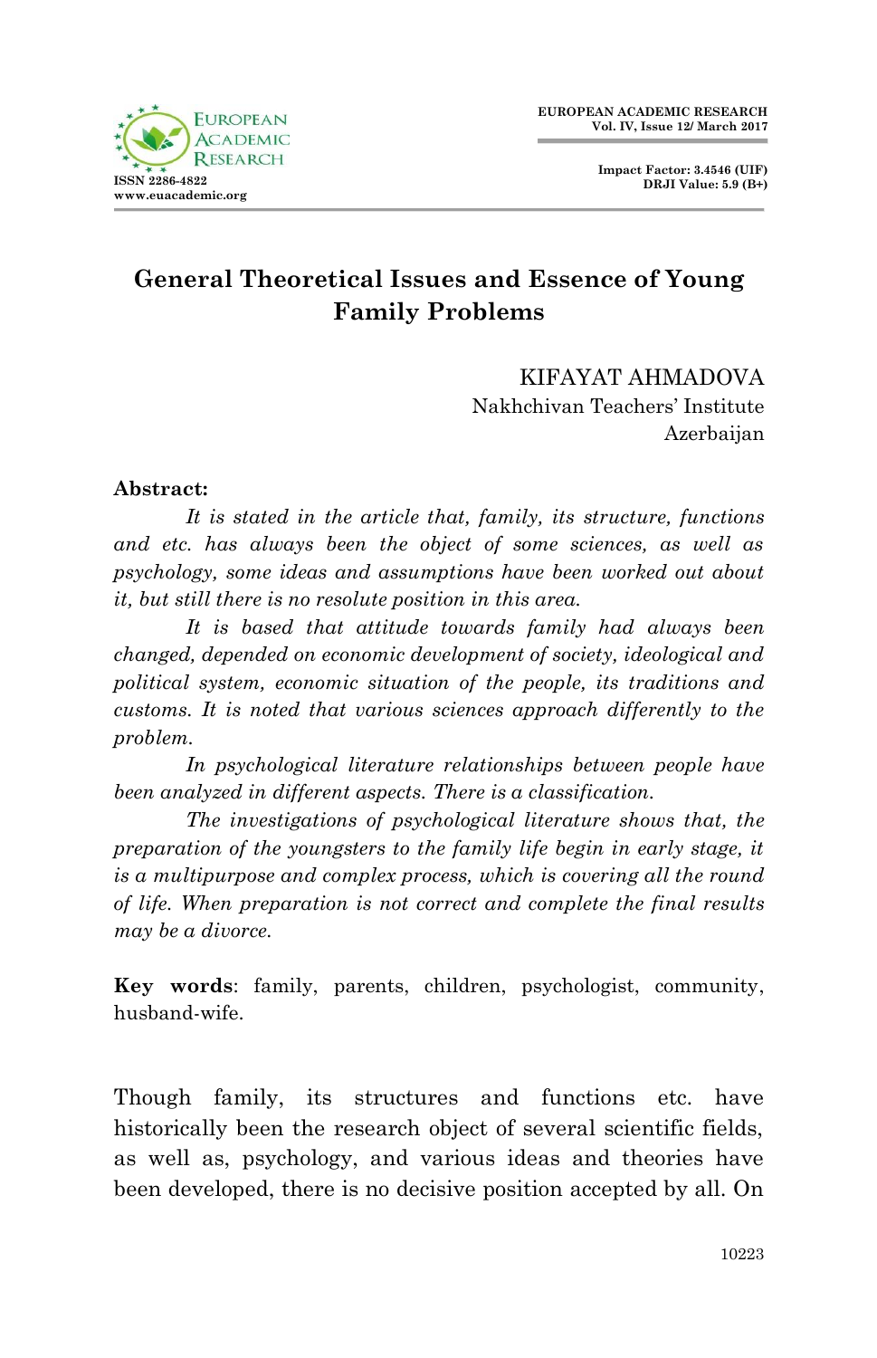# General Theoretical Issues and Essence of Young Family Problems

KIFAYAT AHMADOVA
Nakhchivan Teachers' Institute
Azerbaijan

**Abstract:**

*It is stated in the article that, family, its structure, functions and etc. has always been the object of some sciences, as well as psychology, some ideas and assumptions have been worked out about it, but still there is no resolute position in this area.*

*It is based that attitude towards family had always been changed, depended on economic development of society, ideological and political system, economic situation of the people, its traditions and customs. It is noted that various sciences approach differently to the problem.*

*In psychological literature relationships between people have been analyzed in different aspects. There is a classification.*

*The investigations of psychological literature shows that, the preparation of the youngsters to the family life begin in early stage, it is a multipurpose and complex process, which is covering all the round of life. When preparation is not correct and complete the final results may be a divorce.*

**Key words**: family, parents, children, psychologist, community, husband-wife.

Though family, its structures and functions etc. have historically been the research object of several scientific fields, as well as, psychology, and various ideas and theories have been developed, there is no decisive position accepted by all. On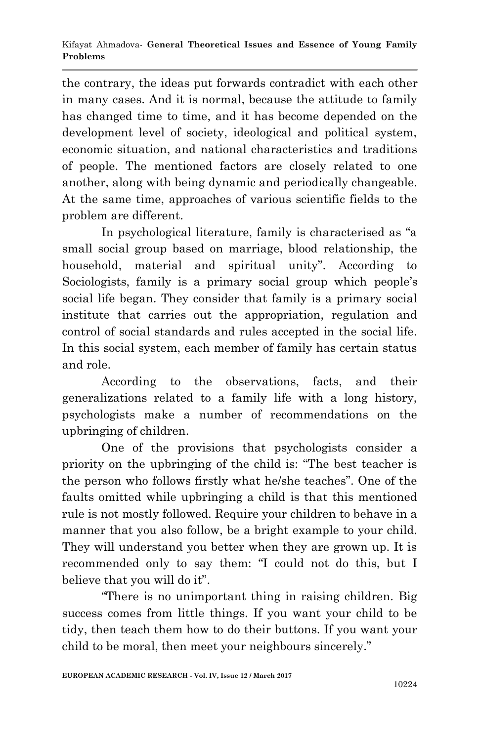the contrary, the ideas put forwards contradict with each other in many cases. And it is normal, because the attitude to family has changed time to time, and it has become depended on the development level of society, ideological and political system, economic situation, and national characteristics and traditions of people. The mentioned factors are closely related to one another, along with being dynamic and periodically changeable. At the same time, approaches of various scientific fields to the problem are different.

In psychological literature, family is characterised as "a small social group based on marriage, blood relationship, the household, material and spiritual unity". According to Sociologists, family is a primary social group which people's social life began. They consider that family is a primary social institute that carries out the appropriation, regulation and control of social standards and rules accepted in the social life. In this social system, each member of family has certain status and role.

According to the observations, facts, and their generalizations related to a family life with a long history, psychologists make a number of recommendations on the upbringing of children.

One of the provisions that psychologists consider a priority on the upbringing of the child is: "The best teacher is the person who follows firstly what he/she teaches". One of the faults omitted while upbringing a child is that this mentioned rule is not mostly followed. Require your children to behave in a manner that you also follow, be a bright example to your child. They will understand you better when they are grown up. It is recommended only to say them: "I could not do this, but I believe that you will do it".

"There is no unimportant thing in raising children. Big success comes from little things. If you want your child to be tidy, then teach them how to do their buttons. If you want your child to be moral, then meet your neighbours sincerely."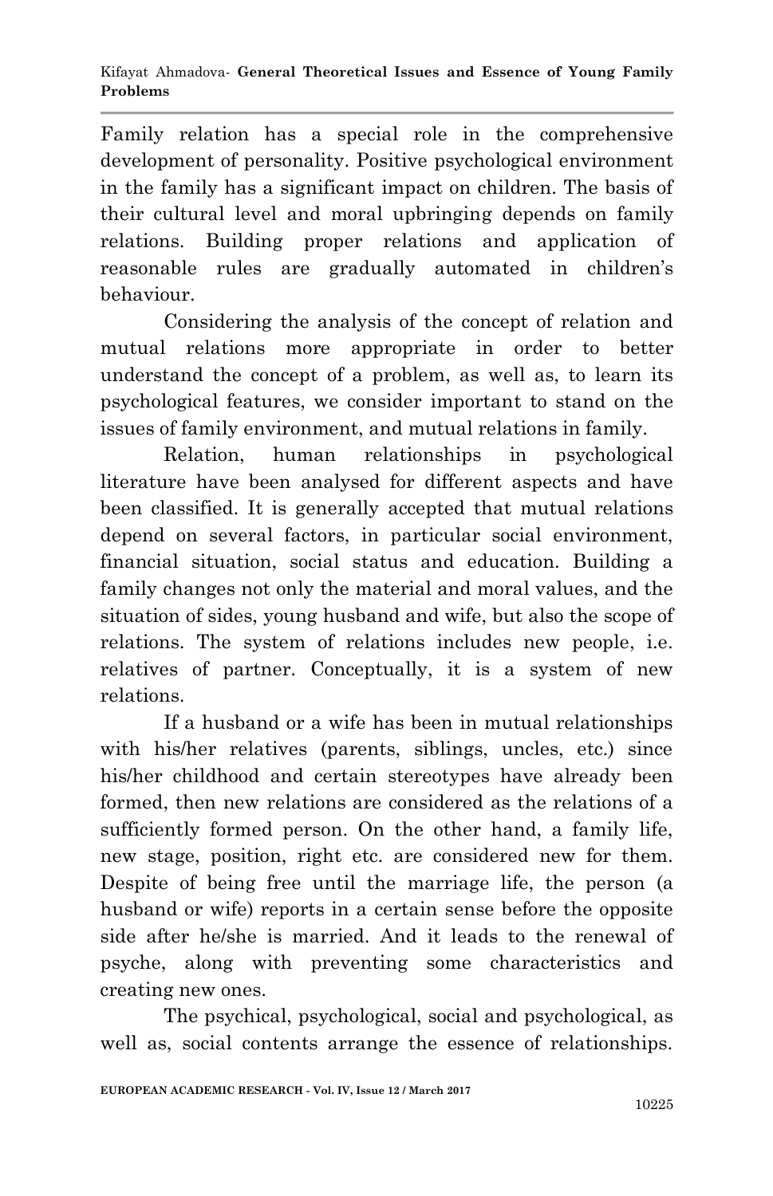Family relation has a special role in the comprehensive development of personality. Positive psychological environment in the family has a significant impact on children. The basis of their cultural level and moral upbringing depends on family relations. Building proper relations and application of reasonable rules are gradually automated in children's behaviour.

Considering the analysis of the concept of relation and mutual relations more appropriate in order to better understand the concept of a problem, as well as, to learn its psychological features, we consider important to stand on the issues of family environment, and mutual relations in family.

Relation, human relationships in psychological literature have been analysed for different aspects and have been classified. It is generally accepted that mutual relations depend on several factors, in particular social environment, financial situation, social status and education. Building a family changes not only the material and moral values, and the situation of sides, young husband and wife, but also the scope of relations. The system of relations includes new people, i.e. relatives of partner. Conceptually, it is a system of new relations.

If a husband or a wife has been in mutual relationships with his/her relatives (parents, siblings, uncles, etc.) since his/her childhood and certain stereotypes have already been formed, then new relations are considered as the relations of a sufficiently formed person. On the other hand, a family life, new stage, position, right etc. are considered new for them. Despite of being free until the marriage life, the person (a husband or wife) reports in a certain sense before the opposite side after he/she is married. And it leads to the renewal of psyche, along with preventing some characteristics and creating new ones.

The psychical, psychological, social and psychological, as well as, social contents arrange the essence of relationships.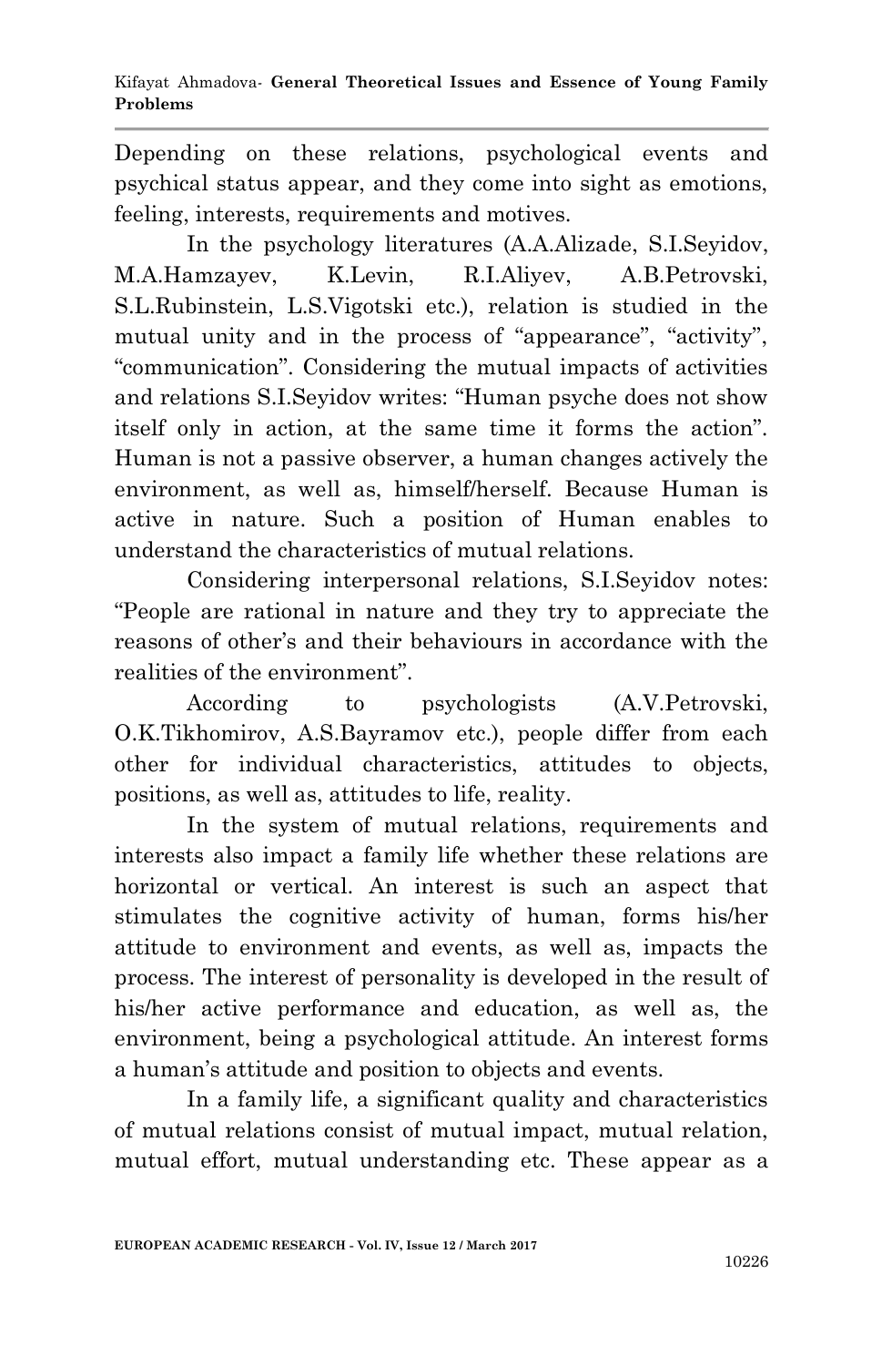Depending on these relations, psychological events and psychical status appear, and they come into sight as emotions, feeling, interests, requirements and motives.

In the psychology literatures (A.A.Alizade, S.I.Seyidov, M.A.Hamzayev, K.Levin, R.I.Aliyev, A.B.Petrovski, S.L.Rubinstein, L.S.Vigotski etc.), relation is studied in the mutual unity and in the process of "appearance", "activity", "communication". Considering the mutual impacts of activities and relations S.I.Seyidov writes: "Human psyche does not show itself only in action, at the same time it forms the action". Human is not a passive observer, a human changes actively the environment, as well as, himself/herself. Because Human is active in nature. Such a position of Human enables to understand the characteristics of mutual relations.

Considering interpersonal relations, S.I.Seyidov notes: "People are rational in nature and they try to appreciate the reasons of other's and their behaviours in accordance with the realities of the environment".

According to psychologists (A.V.Petrovski, O.K.Tikhomirov, A.S.Bayramov etc.), people differ from each other for individual characteristics, attitudes to objects, positions, as well as, attitudes to life, reality.

In the system of mutual relations, requirements and interests also impact a family life whether these relations are horizontal or vertical. An interest is such an aspect that stimulates the cognitive activity of human, forms his/her attitude to environment and events, as well as, impacts the process. The interest of personality is developed in the result of his/her active performance and education, as well as, the environment, being a psychological attitude. An interest forms a human's attitude and position to objects and events.

In a family life, a significant quality and characteristics of mutual relations consist of mutual impact, mutual relation, mutual effort, mutual understanding etc. These appear as a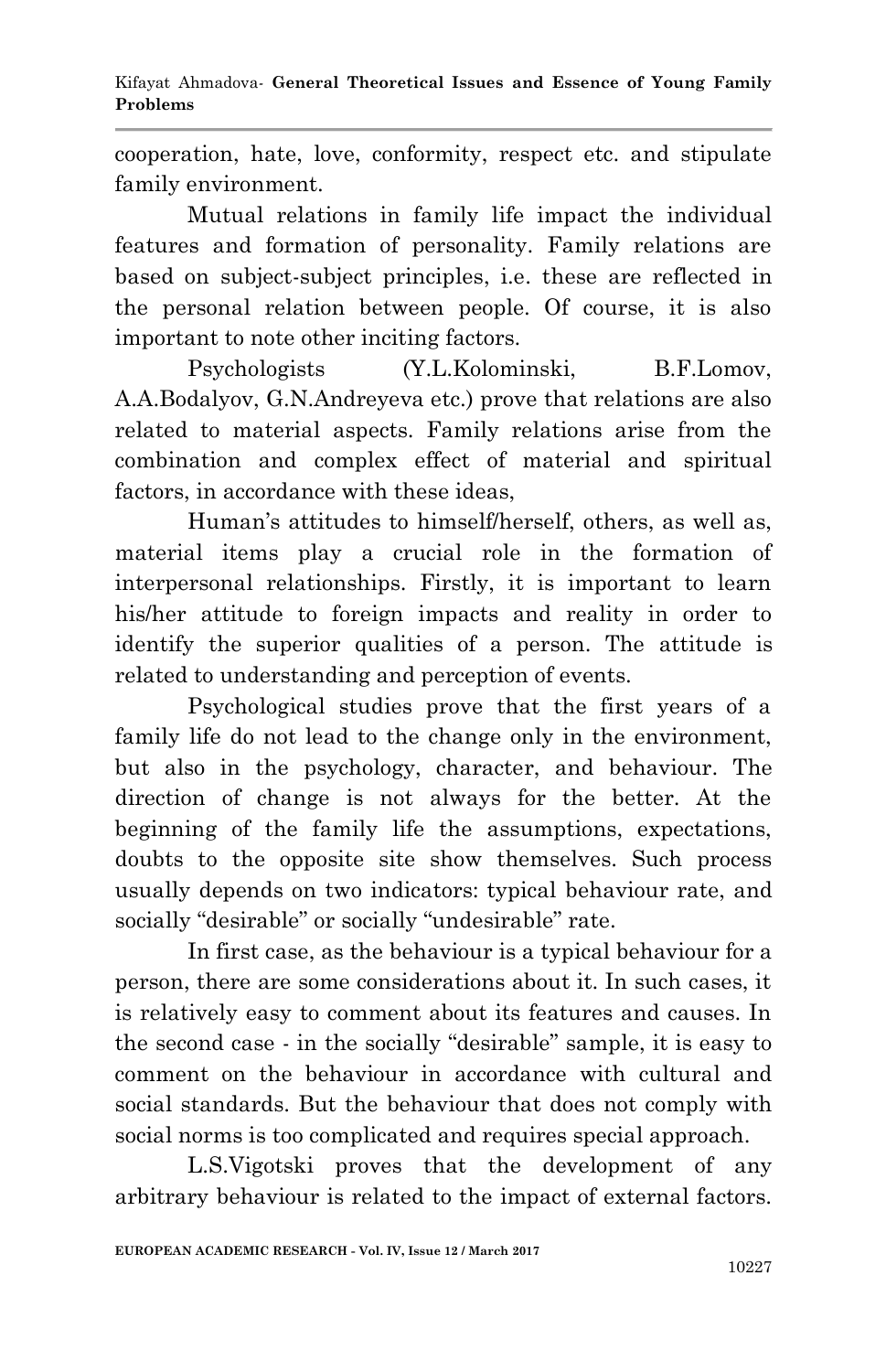cooperation, hate, love, conformity, respect etc. and stipulate family environment.

Mutual relations in family life impact the individual features and formation of personality. Family relations are based on subject-subject principles, i.e. these are reflected in the personal relation between people. Of course, it is also important to note other inciting factors.

Psychologists (Y.L.Kolominski, B.F.Lomov, A.A.Bodalyov, G.N.Andreyeva etc.) prove that relations are also related to material aspects. Family relations arise from the combination and complex effect of material and spiritual factors, in accordance with these ideas,

Human's attitudes to himself/herself, others, as well as, material items play a crucial role in the formation of interpersonal relationships. Firstly, it is important to learn his/her attitude to foreign impacts and reality in order to identify the superior qualities of a person. The attitude is related to understanding and perception of events.

Psychological studies prove that the first years of a family life do not lead to the change only in the environment, but also in the psychology, character, and behaviour. The direction of change is not always for the better. At the beginning of the family life the assumptions, expectations, doubts to the opposite site show themselves. Such process usually depends on two indicators: typical behaviour rate, and socially "desirable" or socially "undesirable" rate.

In first case, as the behaviour is a typical behaviour for a person, there are some considerations about it. In such cases, it is relatively easy to comment about its features and causes. In the second case - in the socially "desirable" sample, it is easy to comment on the behaviour in accordance with cultural and social standards. But the behaviour that does not comply with social norms is too complicated and requires special approach.

L.S.Vigotski proves that the development of any arbitrary behaviour is related to the impact of external factors.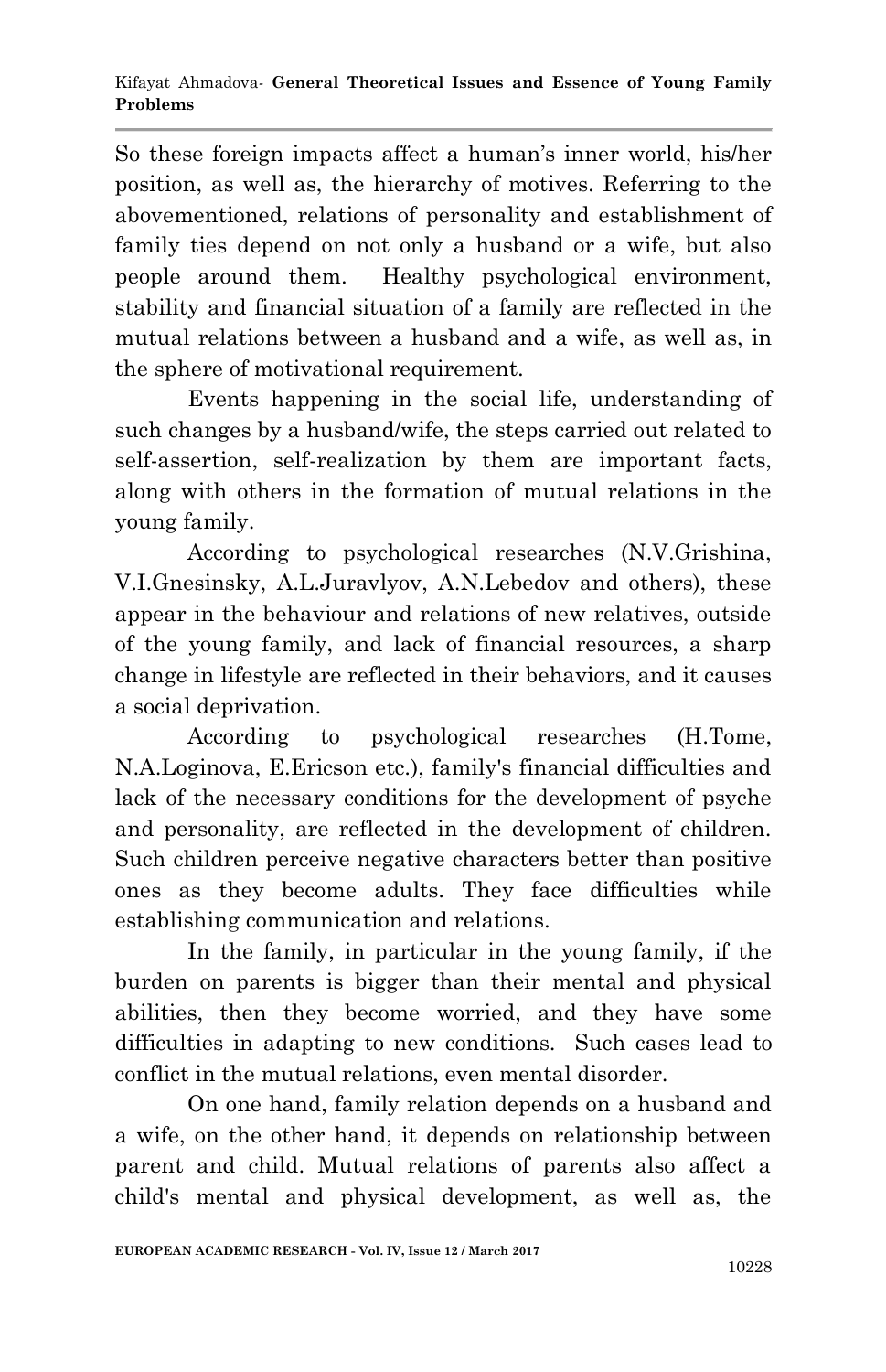So these foreign impacts affect a human's inner world, his/her position, as well as, the hierarchy of motives. Referring to the abovementioned, relations of personality and establishment of family ties depend on not only a husband or a wife, but also people around them. Healthy psychological environment, stability and financial situation of a family are reflected in the mutual relations between a husband and a wife, as well as, in the sphere of motivational requirement.

Events happening in the social life, understanding of such changes by a husband/wife, the steps carried out related to self-assertion, self-realization by them are important facts, along with others in the formation of mutual relations in the young family.

According to psychological researches (N.V.Grishina, V.I.Gnesinsky, A.L.Juravlyov, A.N.Lebedov and others), these appear in the behaviour and relations of new relatives, outside of the young family, and lack of financial resources, a sharp change in lifestyle are reflected in their behaviors, and it causes a social deprivation.

According to psychological researches (H.Tome, N.A.Loginova, E.Ericson etc.), family's financial difficulties and lack of the necessary conditions for the development of psyche and personality, are reflected in the development of children. Such children perceive negative characters better than positive ones as they become adults. They face difficulties while establishing communication and relations.

In the family, in particular in the young family, if the burden on parents is bigger than their mental and physical abilities, then they become worried, and they have some difficulties in adapting to new conditions. Such cases lead to conflict in the mutual relations, even mental disorder.

On one hand, family relation depends on a husband and a wife, on the other hand, it depends on relationship between parent and child. Mutual relations of parents also affect a child's mental and physical development, as well as, the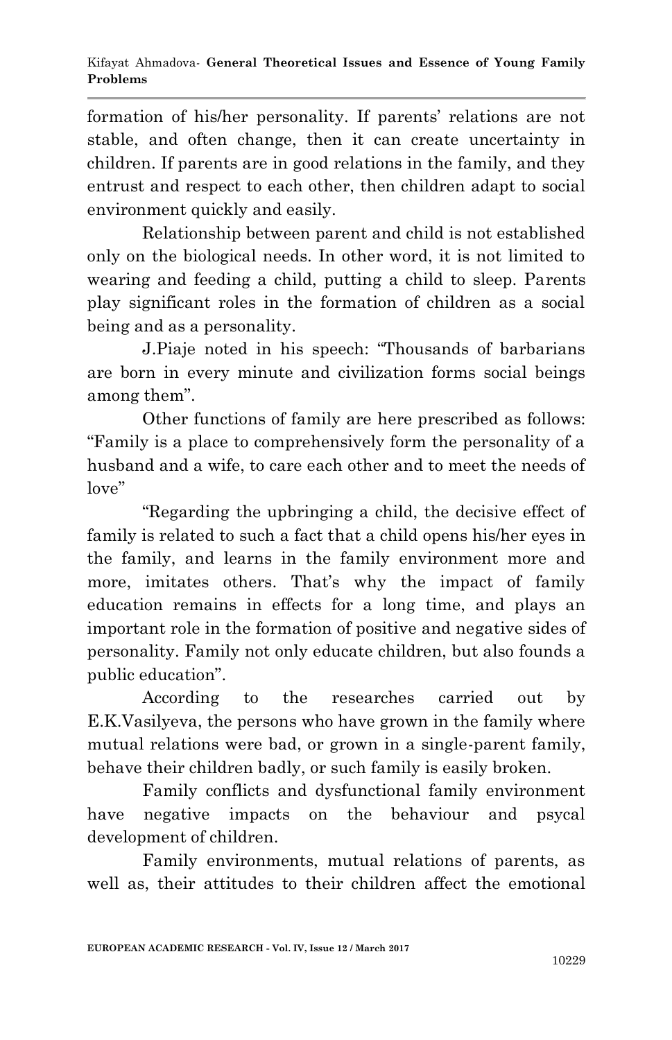formation of his/her personality. If parents' relations are not stable, and often change, then it can create uncertainty in children. If parents are in good relations in the family, and they entrust and respect to each other, then children adapt to social environment quickly and easily.

Relationship between parent and child is not established only on the biological needs. In other word, it is not limited to wearing and feeding a child, putting a child to sleep. Parents play significant roles in the formation of children as a social being and as a personality.

J.Piaje noted in his speech: "Thousands of barbarians are born in every minute and civilization forms social beings among them".

Other functions of family are here prescribed as follows: "Family is a place to comprehensively form the personality of a husband and a wife, to care each other and to meet the needs of love"

"Regarding the upbringing a child, the decisive effect of family is related to such a fact that a child opens his/her eyes in the family, and learns in the family environment more and more, imitates others. That's why the impact of family education remains in effects for a long time, and plays an important role in the formation of positive and negative sides of personality. Family not only educate children, but also founds a public education".

According to the researches carried out by E.K.Vasilyeva, the persons who have grown in the family where mutual relations were bad, or grown in a single-parent family, behave their children badly, or such family is easily broken.

Family conflicts and dysfunctional family environment have negative impacts on the behaviour and psycal development of children.

Family environments, mutual relations of parents, as well as, their attitudes to their children affect the emotional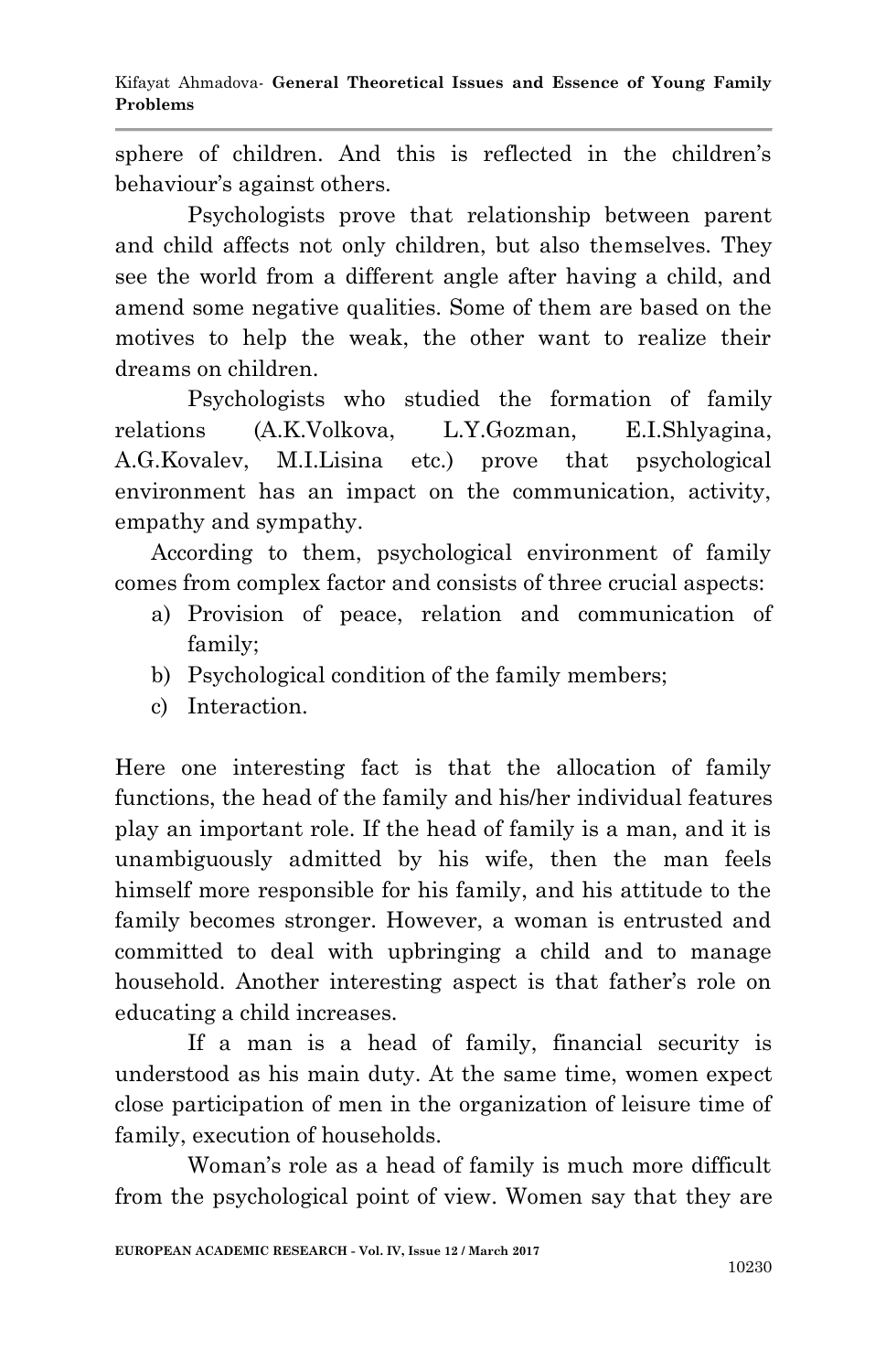sphere of children. And this is reflected in the children's behaviour's against others.

Psychologists prove that relationship between parent and child affects not only children, but also themselves. They see the world from a different angle after having a child, and amend some negative qualities. Some of them are based on the motives to help the weak, the other want to realize their dreams on children.

Psychologists who studied the formation of family relations (A.K.Volkova, L.Y.Gozman, E.I.Shlyagina, A.G.Kovalev, M.I.Lisina etc.) prove that psychological environment has an impact on the communication, activity, empathy and sympathy.

According to them, psychological environment of family comes from complex factor and consists of three crucial aspects:

a) Provision of peace, relation and communication of family;
b) Psychological condition of the family members;
c) Interaction.

Here one interesting fact is that the allocation of family functions, the head of the family and his/her individual features play an important role. If the head of family is a man, and it is unambiguously admitted by his wife, then the man feels himself more responsible for his family, and his attitude to the family becomes stronger. However, a woman is entrusted and committed to deal with upbringing a child and to manage household. Another interesting aspect is that father's role on educating a child increases.

If a man is a head of family, financial security is understood as his main duty. At the same time, women expect close participation of men in the organization of leisure time of family, execution of households.

Woman's role as a head of family is much more difficult from the psychological point of view. Women say that they are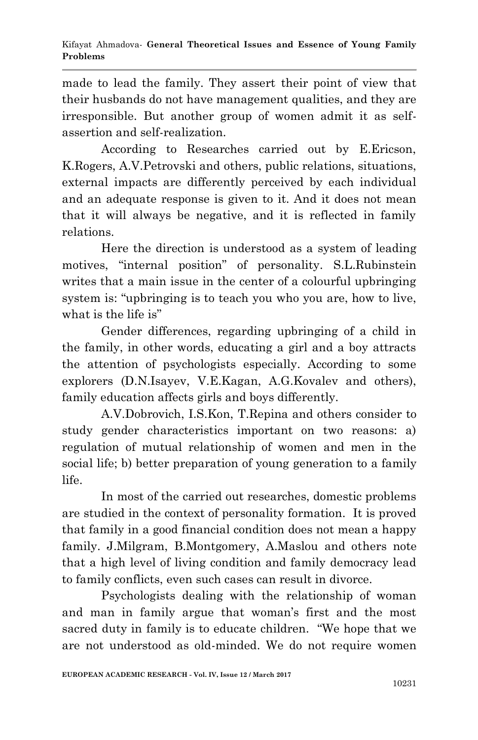made to lead the family. They assert their point of view that their husbands do not have management qualities, and they are irresponsible. But another group of women admit it as self-assertion and self-realization.

According to Researches carried out by E.Ericson, K.Rogers, A.V.Petrovski and others, public relations, situations, external impacts are differently perceived by each individual and an adequate response is given to it. And it does not mean that it will always be negative, and it is reflected in family relations.

Here the direction is understood as a system of leading motives, "internal position" of personality. S.L.Rubinstein writes that a main issue in the center of a colourful upbringing system is: "upbringing is to teach you who you are, how to live, what is the life is"

Gender differences, regarding upbringing of a child in the family, in other words, educating a girl and a boy attracts the attention of psychologists especially. According to some explorers (D.N.Isayev, V.E.Kagan, A.G.Kovalev and others), family education affects girls and boys differently.

A.V.Dobrovich, I.S.Kon, T.Repina and others consider to study gender characteristics important on two reasons: a) regulation of mutual relationship of women and men in the social life; b) better preparation of young generation to a family life.

In most of the carried out researches, domestic problems are studied in the context of personality formation. It is proved that family in a good financial condition does not mean a happy family. J.Milgram, B.Montgomery, A.Maslou and others note that a high level of living condition and family democracy lead to family conflicts, even such cases can result in divorce.

Psychologists dealing with the relationship of woman and man in family argue that woman's first and the most sacred duty in family is to educate children. "We hope that we are not understood as old-minded. We do not require women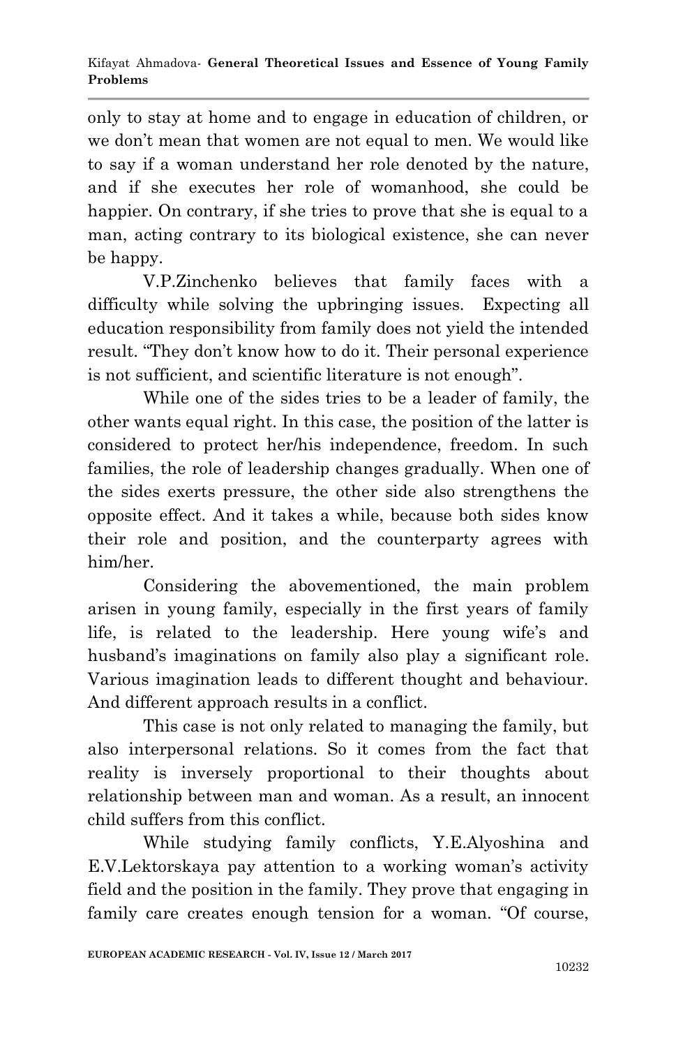only to stay at home and to engage in education of children, or we don't mean that women are not equal to men. We would like to say if a woman understand her role denoted by the nature, and if she executes her role of womanhood, she could be happier. On contrary, if she tries to prove that she is equal to a man, acting contrary to its biological existence, she can never be happy.

V.P.Zinchenko believes that family faces with a difficulty while solving the upbringing issues. Expecting all education responsibility from family does not yield the intended result. "They don't know how to do it. Their personal experience is not sufficient, and scientific literature is not enough".

While one of the sides tries to be a leader of family, the other wants equal right. In this case, the position of the latter is considered to protect her/his independence, freedom. In such families, the role of leadership changes gradually. When one of the sides exerts pressure, the other side also strengthens the opposite effect. And it takes a while, because both sides know their role and position, and the counterparty agrees with him/her.

Considering the abovementioned, the main problem arisen in young family, especially in the first years of family life, is related to the leadership. Here young wife's and husband's imaginations on family also play a significant role. Various imagination leads to different thought and behaviour. And different approach results in a conflict.

This case is not only related to managing the family, but also interpersonal relations. So it comes from the fact that reality is inversely proportional to their thoughts about relationship between man and woman. As a result, an innocent child suffers from this conflict.

While studying family conflicts, Y.E.Alyoshina and E.V.Lektorskaya pay attention to a working woman's activity field and the position in the family. They prove that engaging in family care creates enough tension for a woman. "Of course,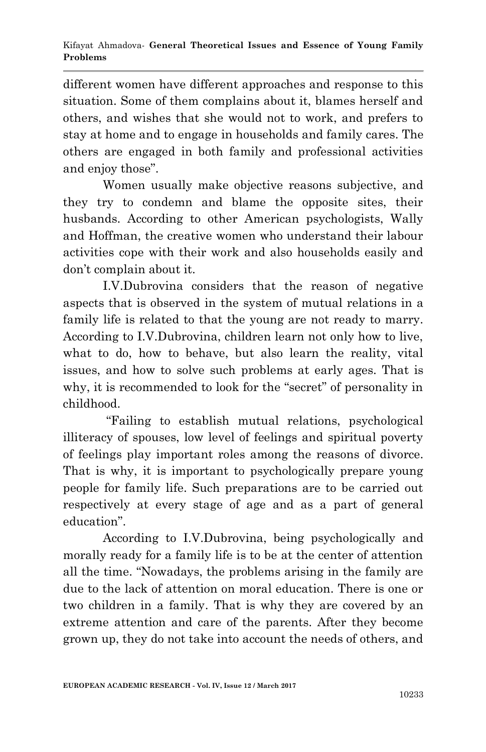different women have different approaches and response to this situation. Some of them complains about it, blames herself and others, and wishes that she would not to work, and prefers to stay at home and to engage in households and family cares. The others are engaged in both family and professional activities and enjoy those".

Women usually make objective reasons subjective, and they try to condemn and blame the opposite sites, their husbands. According to other American psychologists, Wally and Hoffman, the creative women who understand their labour activities cope with their work and also households easily and don't complain about it.

I.V.Dubrovina considers that the reason of negative aspects that is observed in the system of mutual relations in a family life is related to that the young are not ready to marry. According to I.V.Dubrovina, children learn not only how to live, what to do, how to behave, but also learn the reality, vital issues, and how to solve such problems at early ages. That is why, it is recommended to look for the "secret" of personality in childhood.

"Failing to establish mutual relations, psychological illiteracy of spouses, low level of feelings and spiritual poverty of feelings play important roles among the reasons of divorce. That is why, it is important to psychologically prepare young people for family life. Such preparations are to be carried out respectively at every stage of age and as a part of general education".

According to I.V.Dubrovina, being psychologically and morally ready for a family life is to be at the center of attention all the time. "Nowadays, the problems arising in the family are due to the lack of attention on moral education. There is one or two children in a family. That is why they are covered by an extreme attention and care of the parents. After they become grown up, they do not take into account the needs of others, and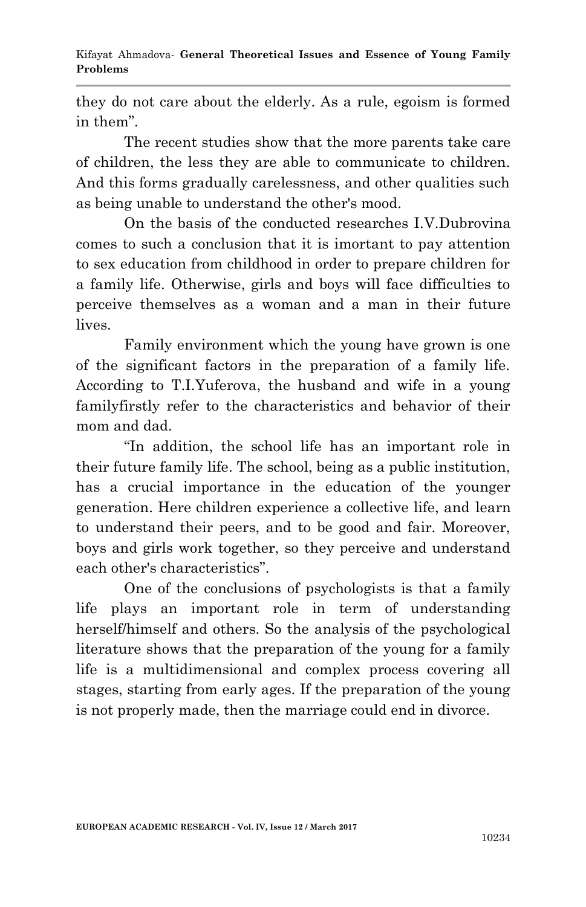they do not care about the elderly. As a rule, egoism is formed in them".

The recent studies show that the more parents take care of children, the less they are able to communicate to children. And this forms gradually carelessness, and other qualities such as being unable to understand the other's mood.

On the basis of the conducted researches I.V.Dubrovina comes to such a conclusion that it is imortant to pay attention to sex education from childhood in order to prepare children for a family life. Otherwise, girls and boys will face difficulties to perceive themselves as a woman and a man in their future lives.

Family environment which the young have grown is one of the significant factors in the preparation of a family life. According to T.I.Yuferova, the husband and wife in a young familyfirstly refer to the characteristics and behavior of their mom and dad.

"In addition, the school life has an important role in their future family life. The school, being as a public institution, has a crucial importance in the education of the younger generation. Here children experience a collective life, and learn to understand their peers, and to be good and fair. Moreover, boys and girls work together, so they perceive and understand each other's characteristics".

One of the conclusions of psychologists is that a family life plays an important role in term of understanding herself/himself and others. So the analysis of the psychological literature shows that the preparation of the young for a family life is a multidimensional and complex process covering all stages, starting from early ages. If the preparation of the young is not properly made, then the marriage could end in divorce.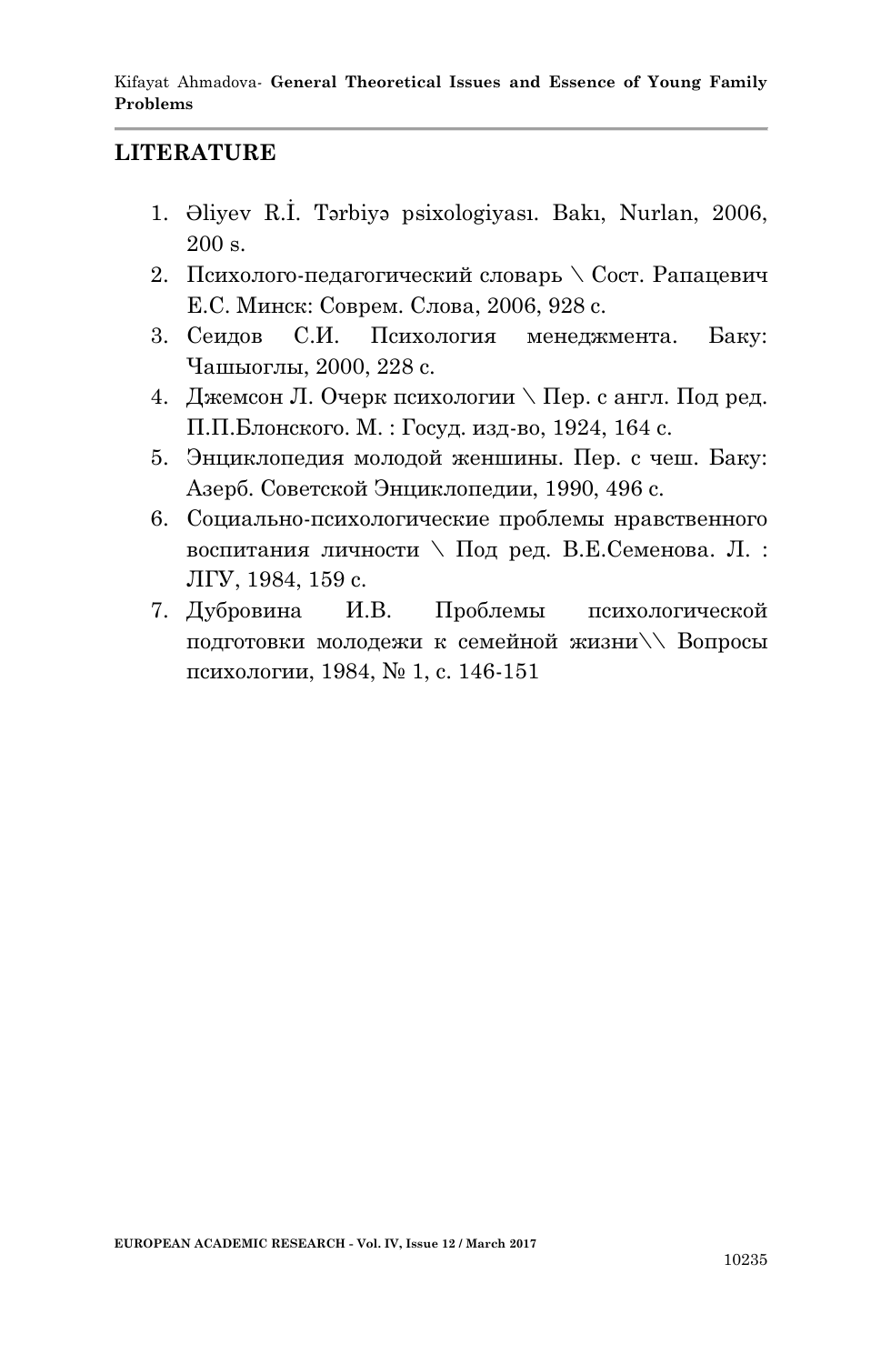## LITERATURE

1. Əliyev R.İ. Tərbiyə psixologiyası. Bakı, Nurlan, 2006, 200 s.
2. Психолого-педагогический словарь \ Сост. Рапацевич Е.С. Минск: Соврем. Слова, 2006, 928 с.
3. Сеидов С.И. Психология менеджмента. Баку: Чашыоглы, 2000, 228 с.
4. Джемсон Л. Очерк психологии \ Пер. с англ. Под ред. П.П.Блонского. М. : Госуд. изд-во, 1924, 164 с.
5. Энциклопедия молодой женшины. Пер. с чеш. Баку: Азерб. Советской Энциклопедии, 1990, 496 с.
6. Социально-психологические проблемы нравственного воспитания личности \ Под ред. В.Е.Семенова. Л. : ЛГУ, 1984, 159 с.
7. Дубровина И.В. Проблемы психологической подготовки молодежи к семейной жизни\\ Вопросы психологии, 1984, № 1, с. 146-151